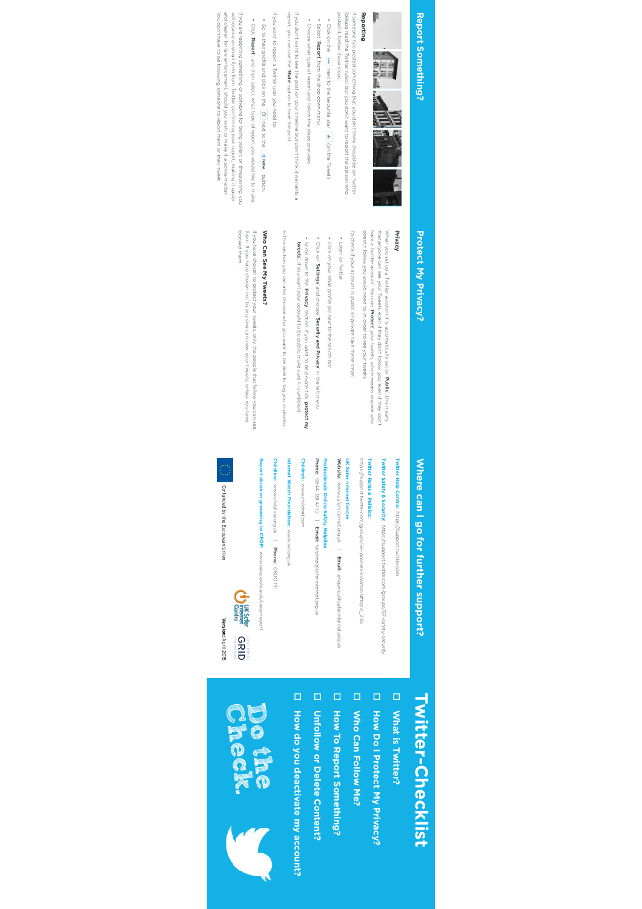# Report Something?

## Reporting

If someone has posted something that you don't think should be on Twitter (please read the Twitter rules) but you don't want to report the person who posted it, follow these steps:

- Click on the ••• next to the favourite star ★ (on the Tweet)
- Select **Report** from the drop down menu
- Choose what type of report and follow the steps provided

If you don't want to see the post on your timeline but don't think it warrants a report, you can use the **Mute** option to hide the post.

If you want to report a Twitter user you need to:

- Go to their profile and click on the ⚙ next to the Follow button.
- Click **Report** and then select what type of report you would like to make.

If you are reporting something or someone for being violent or threatening, you will receive an email from Twitter confirming your report, making it easier and clearer for law enforcement, should you wish to make it a police matter. You don't have to be following someone to report them or their tweet.

# Protect My Privacy?

## Privacy

When you set up a Twitter account it is automatically set to **Public**; this means that anyone can see your Tweets, even if they don't follow you, even if they don't have a Twitter account. You can **Protect** your tweets, which means anyone who doesn't follow you would need to in order to see your tweets.

To check if your account is public or private take these steps:

- Login to Twitter
- Click on your small profile pic next to the search bar
- Click on **Settings** and choose **Security and Privacy** in the left menu
- Scroll down to the **Privacy** section. If you want to be private tick **protect my tweets**. If you want your account to be public make sure it is unticked

In this section you can also choose who you want to be able to tag you in photos.

## Who Can See My Tweets?

If you have chosen to protect your tweets, only the people that follow you can see them. If you have chosen not to, any one can view your tweets, unless you have blocked them.

# Where can I go for further support?

**Twitter Help Centre:** https://support.twitter.com

**Twitter Safety & Security:** https://support.twitter.com/groups/57-safety-security

**Twitter Rules & Policies:** https://support.twitter.com/groups/56-policies-violations#topic_236

**UK Safer Internet Centre**
**Website:** www.saferinternet.org.uk | **Email:** enquiries@saferinternet.org.uk

**Professionals Online Safety Helpline**
**Phone:** 0844 381 4772 | **Email:** helpline@saferinternet.org.uk

**Childnet:** www.childnet.com

**Internet Watch Foundation:** www.iwf.org.uk

**Childline:** www.childline.org.uk | **Phone:** 0800 1111

**Report abuse or grooming to CEOP:** www.ceop.police.uk/ceop-report

Co-funded by the European Union

UK Safer Internet Centre

South West Grid for Learning

**Version:** April 2015

# Twitter-Checklist

- ☐ What is Twitter?
- ☐ How Do I Protect My Privacy?
- ☐ Who Can Follow Me?
- ☐ How To Report Something?
- ☐ Unfollow or Delete Content?
- ☐ How do you deactivate my account?

**Do the Check.**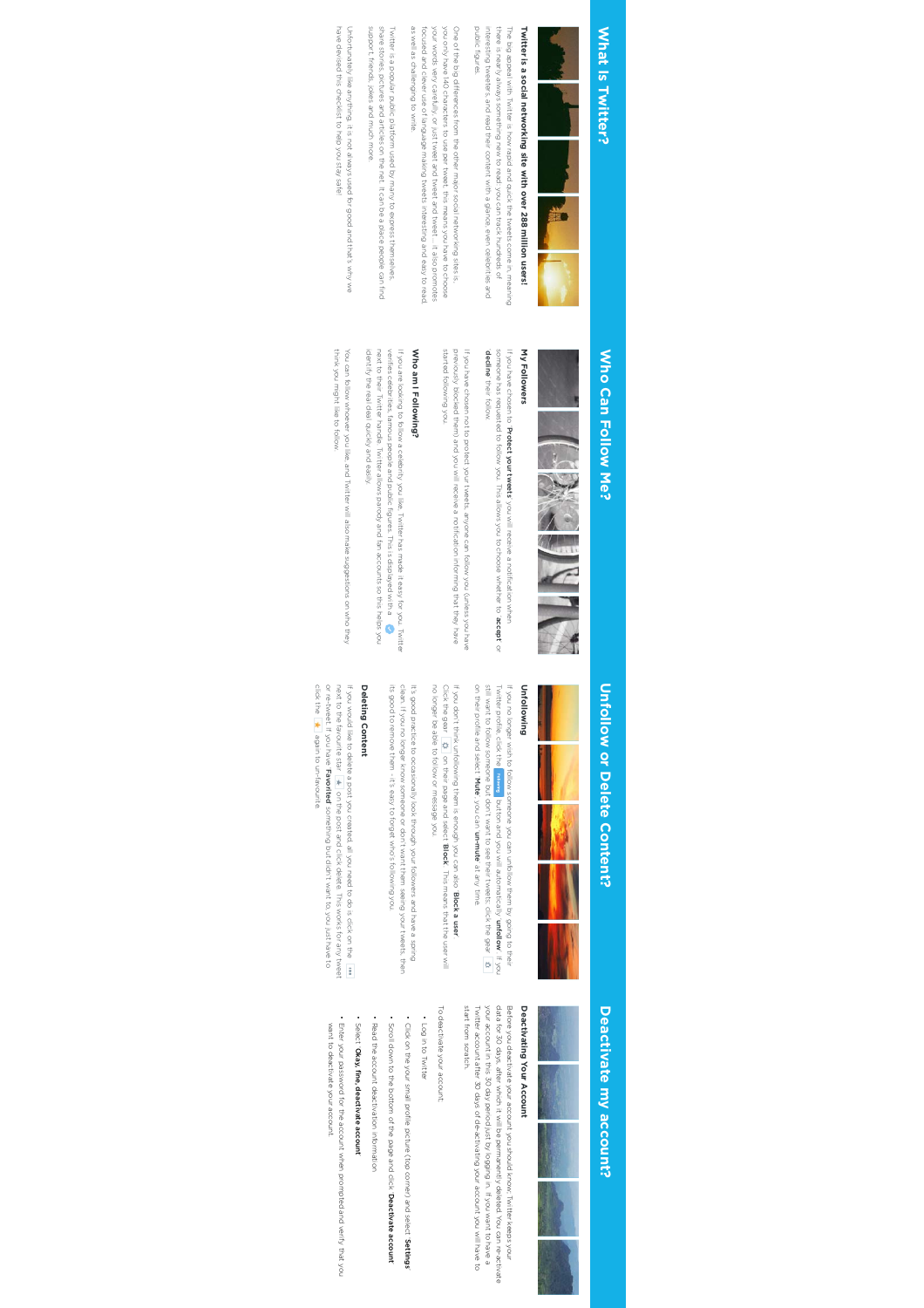# What Is Twitter?

**Twitter is a social networking site with over 288 million users!**

The big appeal with Twitter is how rapid and quick the tweets come in, meaning there is nearly always something new to read; you can track hundreds of interesting tweeters and read their content with a glance, even celebrities and public figures.

One of the big differences from the other major social networking sites is, you only have 140 characters to use per tweet, this means you have to choose your words very carefully, or just tweet and tweet and tweet… it also promotes focused and clever use of language making tweets interesting and easy to read as well as challenging to write.

Twitter is a popular public platform used by many to express themselves, share stories, pictures and articles on the net. It can be a place people can find support, friends, jokes and much more.

Unfortunately like anything, it is not always used for good and that's why we have devised this checklist to help you stay safe!

# Who Can Follow Me?

## My Followers

If you have chosen to **Protect your tweets** you will receive a notification when someone has requested to follow you. This allows you to choose whether to **accept** or **decline** their follow.

If you have chosen not to protect your tweets, anyone can follow you (unless you have previously blocked them) and you will receive a notification informing that they have started following you.

## Who am I Following?

If you are looking to follow a celebrity you like, Twitter has made it easy for you. Twitter verifies celebrities, famous people and public figures. This is displayed with a next to their Twitter handle. Twitter allows parody and fan accounts so this helps you identify the real deal quickly and easily.

You can follow whoever you like, and Twitter will also make suggestions on who they think you might like to follow.

# Unfollow or Delete Content?

## Unfollowing

If you no longer wish to follow someone you can unfollow them by going to their Twitter profile, click the Following button and you will automatically **unfollow**. If you still want to follow someone but don't want to see their tweets, click the gear on their profile and select **Mute**, you can **un-mute** at any time.

If you don't think unfollowing them is enough you can also **Block a user**. Click the gear on their page and select **Block**. This means that the user will no longer be able to follow or message you.

It's good practice to occasionally look through your followers and have a spring clean. If you no longer know someone or don't want them seeing your tweets, then it's good to remove them - it's easy to forget who's following you.

## Deleting Content

If you would like to delete a post you created, all you need to do is click on the next to the favourite star on the post and click delete. This works for any tweet or re-tweet. If you have **Favorited** something but didn't want to, you just have to click the again to un-favourite.

# Deactivate my account?

## Deactivating Your Account

Before you deactivate your account, you should know: Twitter keeps your data for 30 days, after which it will be permanently deleted. You can re-activate your account in this 30 day period just by logging in. If you want to have a Twitter account after 30 days of de-activating your account you will have to start from scratch.

To deactivate your account:

- Log in to Twitter
- Click on the your small profile picture (top corner) and select **Settings**
- Scroll down to the bottom of the page and click **Deactivate account**
- Read the account deactivation information
- Select **Okay, fine, deactivate account**
- Enter your password for the account when prompted and verify that you want to deactivate your account.